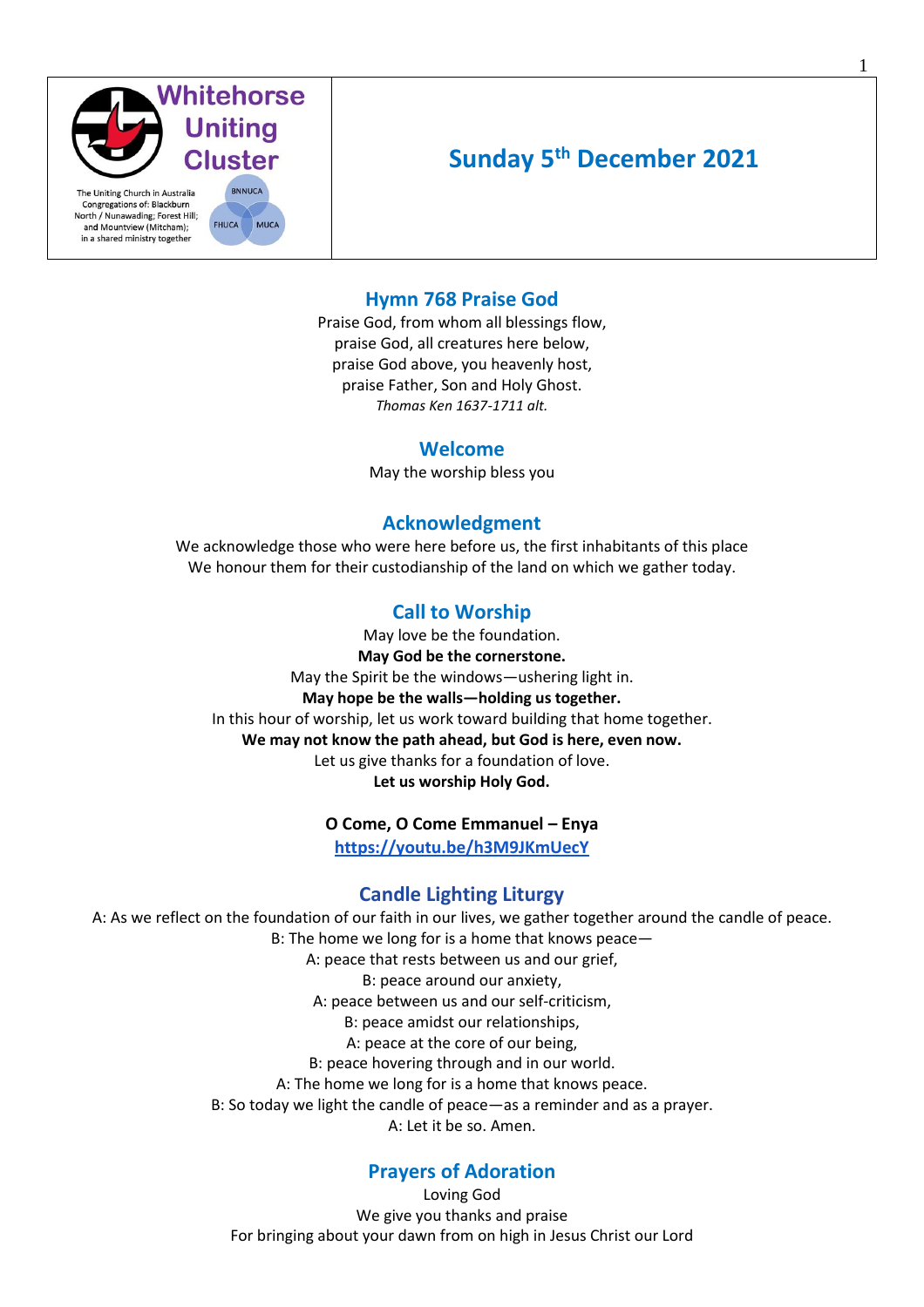| Whitehorse Uniting Cluster<br>The Uniting Church in Australia<br>Congregations of: Blackburn North / Nunawading; Forest Hill; and Mountview (Mitcham); in a shared ministry together<br>BNNUCA FHUCA MUCA | **Sunday 5th December 2021** |
|---|---|

## Hymn 768 Praise God

Praise God, from whom all blessings flow,
praise God, all creatures here below,
praise God above, you heavenly host,
praise Father, Son and Holy Ghost.
*Thomas Ken 1637-1711 alt.*

## Welcome

May the worship bless you

## Acknowledgment

We acknowledge those who were here before us, the first inhabitants of this place
We honour them for their custodianship of the land on which we gather today.

## Call to Worship

May love be the foundation.
**May God be the cornerstone.**
May the Spirit be the windows—ushering light in.
**May hope be the walls—holding us together.**
In this hour of worship, let us work toward building that home together.
**We may not know the path ahead, but God is here, even now.**
Let us give thanks for a foundation of love.
**Let us worship Holy God.**

**O Come, O Come Emmanuel – Enya**
**https://youtu.be/h3M9JKmUecY**

## Candle Lighting Liturgy

A: As we reflect on the foundation of our faith in our lives, we gather together around the candle of peace.
B: The home we long for is a home that knows peace—
A: peace that rests between us and our grief,
B: peace around our anxiety,
A: peace between us and our self-criticism,
B: peace amidst our relationships,
A: peace at the core of our being,
B: peace hovering through and in our world.
A: The home we long for is a home that knows peace.
B: So today we light the candle of peace—as a reminder and as a prayer.
A: Let it be so. Amen.

## Prayers of Adoration

Loving God
We give you thanks and praise
For bringing about your dawn from on high in Jesus Christ our Lord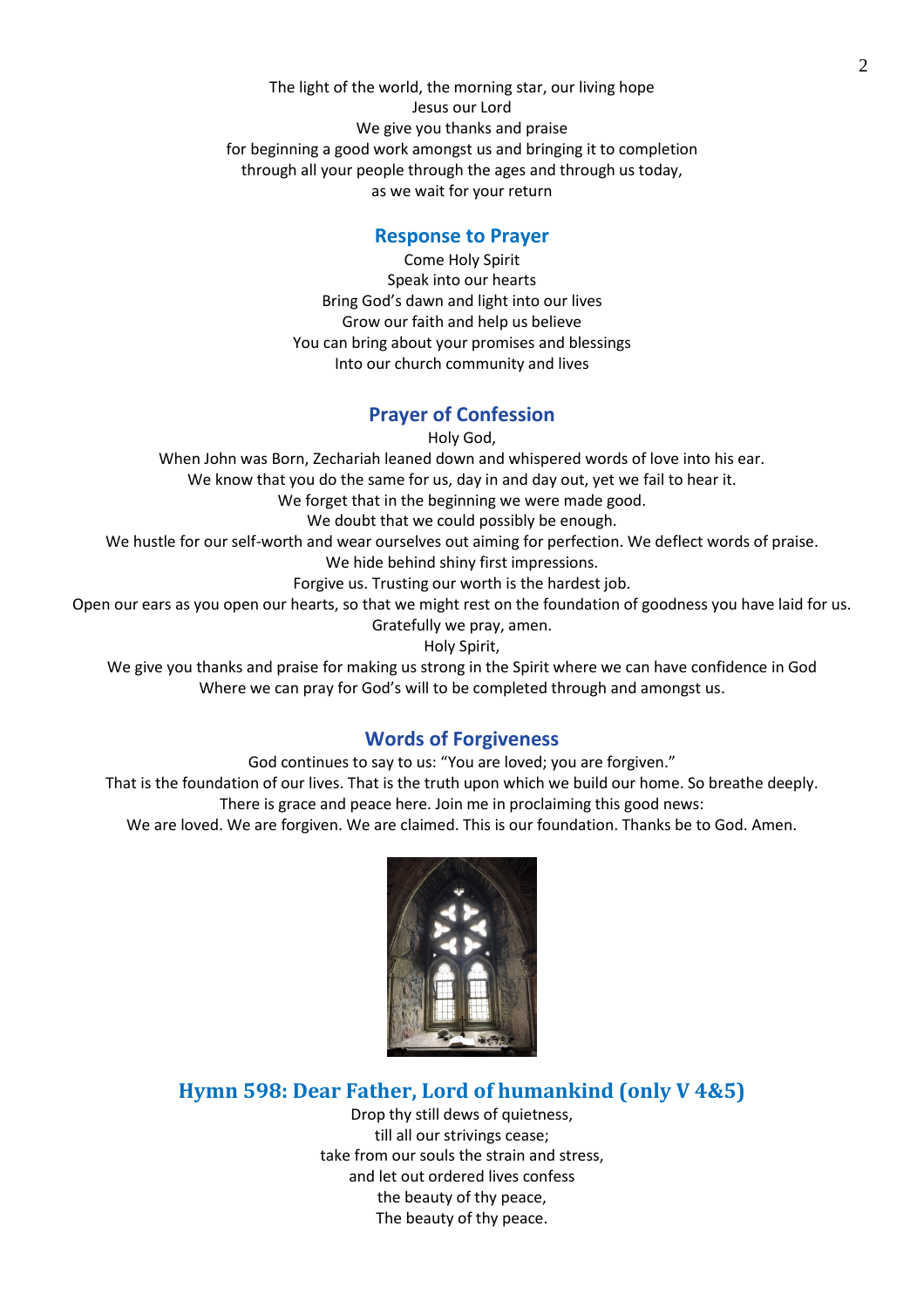The light of the world, the morning star, our living hope
Jesus our Lord
We give you thanks and praise
for beginning a good work amongst us and bringing it to completion
through all your people through the ages and through us today,
as we wait for your return

## Response to Prayer

Come Holy Spirit
Speak into our hearts
Bring God's dawn and light into our lives
Grow our faith and help us believe
You can bring about your promises and blessings
Into our church community and lives

## Prayer of Confession

Holy God,
When John was Born, Zechariah leaned down and whispered words of love into his ear.
We know that you do the same for us, day in and day out, yet we fail to hear it.
We forget that in the beginning we were made good.
We doubt that we could possibly be enough.
We hustle for our self-worth and wear ourselves out aiming for perfection. We deflect words of praise.
We hide behind shiny first impressions.
Forgive us. Trusting our worth is the hardest job.
Open our ears as you open our hearts, so that we might rest on the foundation of goodness you have laid for us.
Gratefully we pray, amen.
Holy Spirit,
We give you thanks and praise for making us strong in the Spirit where we can have confidence in God
Where we can pray for God's will to be completed through and amongst us.

## Words of Forgiveness

God continues to say to us: "You are loved; you are forgiven."
That is the foundation of our lives. That is the truth upon which we build our home. So breathe deeply.
There is grace and peace here. Join me in proclaiming this good news:
We are loved. We are forgiven. We are claimed. This is our foundation. Thanks be to God. Amen.

## Hymn 598: Dear Father, Lord of humankind (only V 4&5)

Drop thy still dews of quietness,
till all our strivings cease;
take from our souls the strain and stress,
and let out ordered lives confess
the beauty of thy peace,
The beauty of thy peace.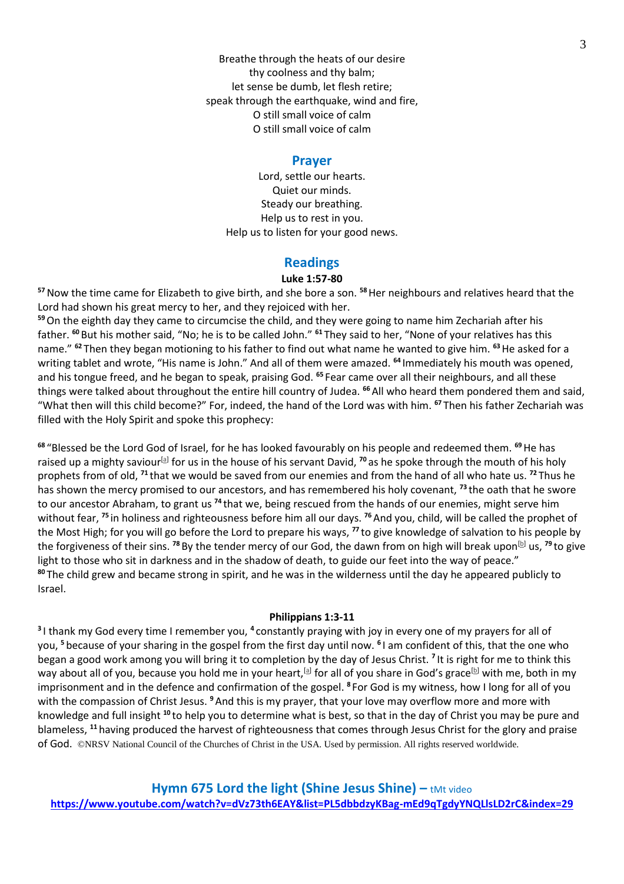Breathe through the heats of our desire  
thy coolness and thy balm;  
let sense be dumb, let flesh retire;  
speak through the earthquake, wind and fire,  
O still small voice of calm  
O still small voice of calm

## Prayer

Lord, settle our hearts.  
Quiet our minds.  
Steady our breathing.  
Help us to rest in you.  
Help us to listen for your good news.

## Readings

**Luke 1:57-80**

[57] Now the time came for Elizabeth to give birth, and she bore a son. [58] Her neighbours and relatives heard that the Lord had shown his great mercy to her, and they rejoiced with her.
[59] On the eighth day they came to circumcise the child, and they were going to name him Zechariah after his father. [60] But his mother said, "No; he is to be called John." [61] They said to her, "None of your relatives has this name." [62] Then they began motioning to his father to find out what name he wanted to give him. [63] He asked for a writing tablet and wrote, "His name is John." And all of them were amazed. [64] Immediately his mouth was opened, and his tongue freed, and he began to speak, praising God. [65] Fear came over all their neighbours, and all these things were talked about throughout the entire hill country of Judea. [66] All who heard them pondered them and said, "What then will this child become?" For, indeed, the hand of the Lord was with him. [67] Then his father Zechariah was filled with the Holy Spirit and spoke this prophecy:

[68] "Blessed be the Lord God of Israel, for he has looked favourably on his people and redeemed them. [69] He has raised up a mighty saviour[a] for us in the house of his servant David, [70] as he spoke through the mouth of his holy prophets from of old, [71] that we would be saved from our enemies and from the hand of all who hate us. [72] Thus he has shown the mercy promised to our ancestors, and has remembered his holy covenant, [73] the oath that he swore to our ancestor Abraham, to grant us [74] that we, being rescued from the hands of our enemies, might serve him without fear, [75] in holiness and righteousness before him all our days. [76] And you, child, will be called the prophet of the Most High; for you will go before the Lord to prepare his ways, [77] to give knowledge of salvation to his people by the forgiveness of their sins. [78] By the tender mercy of our God, the dawn from on high will break upon[b] us, [79] to give light to those who sit in darkness and in the shadow of death, to guide our feet into the way of peace."
[80] The child grew and became strong in spirit, and he was in the wilderness until the day he appeared publicly to Israel.

**Philippians 1:3-11**

[3] I thank my God every time I remember you, [4] constantly praying with joy in every one of my prayers for all of you, [5] because of your sharing in the gospel from the first day until now. [6] I am confident of this, that the one who began a good work among you will bring it to completion by the day of Jesus Christ. [7] It is right for me to think this way about all of you, because you hold me in your heart,[a] for all of you share in God's grace[b] with me, both in my imprisonment and in the defence and confirmation of the gospel. [8] For God is my witness, how I long for all of you with the compassion of Christ Jesus. [9] And this is my prayer, that your love may overflow more and more with knowledge and full insight [10] to help you to determine what is best, so that in the day of Christ you may be pure and blameless, [11] having produced the harvest of righteousness that comes through Jesus Christ for the glory and praise of God. ©NRSV National Council of the Churches of Christ in the USA. Used by permission. All rights reserved worldwide.

## Hymn 675 Lord the light (Shine Jesus Shine) – tMt video

**https://www.youtube.com/watch?v=dVz73th6EAY&list=PL5dbbdzyKBag-mEd9qTgdyYNQLlsLD2rC&index=29**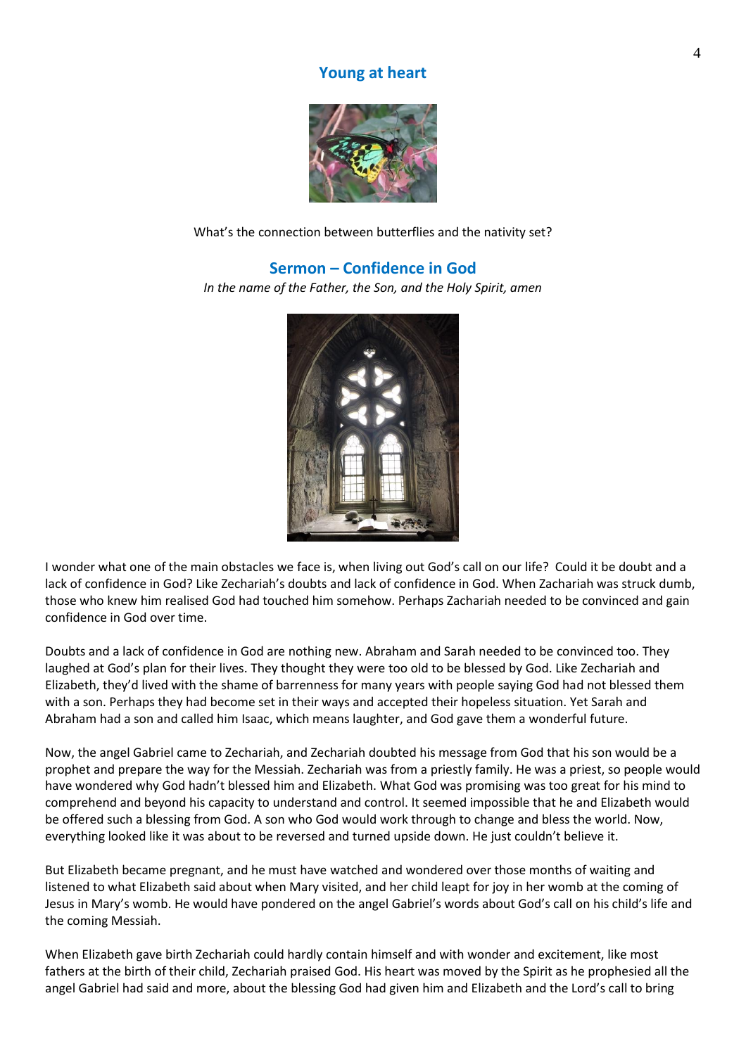## Young at heart

What's the connection between butterflies and the nativity set?

## Sermon – Confidence in God

*In the name of the Father, the Son, and the Holy Spirit, amen*

I wonder what one of the main obstacles we face is, when living out God's call on our life? Could it be doubt and a lack of confidence in God? Like Zechariah's doubts and lack of confidence in God. When Zachariah was struck dumb, those who knew him realised God had touched him somehow. Perhaps Zachariah needed to be convinced and gain confidence in God over time.

Doubts and a lack of confidence in God are nothing new. Abraham and Sarah needed to be convinced too. They laughed at God's plan for their lives. They thought they were too old to be blessed by God. Like Zechariah and Elizabeth, they'd lived with the shame of barrenness for many years with people saying God had not blessed them with a son. Perhaps they had become set in their ways and accepted their hopeless situation. Yet Sarah and Abraham had a son and called him Isaac, which means laughter, and God gave them a wonderful future.

Now, the angel Gabriel came to Zechariah, and Zechariah doubted his message from God that his son would be a prophet and prepare the way for the Messiah. Zechariah was from a priestly family. He was a priest, so people would have wondered why God hadn't blessed him and Elizabeth. What God was promising was too great for his mind to comprehend and beyond his capacity to understand and control. It seemed impossible that he and Elizabeth would be offered such a blessing from God. A son who God would work through to change and bless the world. Now, everything looked like it was about to be reversed and turned upside down. He just couldn't believe it.

But Elizabeth became pregnant, and he must have watched and wondered over those months of waiting and listened to what Elizabeth said about when Mary visited, and her child leapt for joy in her womb at the coming of Jesus in Mary's womb. He would have pondered on the angel Gabriel's words about God's call on his child's life and the coming Messiah.

When Elizabeth gave birth Zechariah could hardly contain himself and with wonder and excitement, like most fathers at the birth of their child, Zechariah praised God. His heart was moved by the Spirit as he prophesied all the angel Gabriel had said and more, about the blessing God had given him and Elizabeth and the Lord's call to bring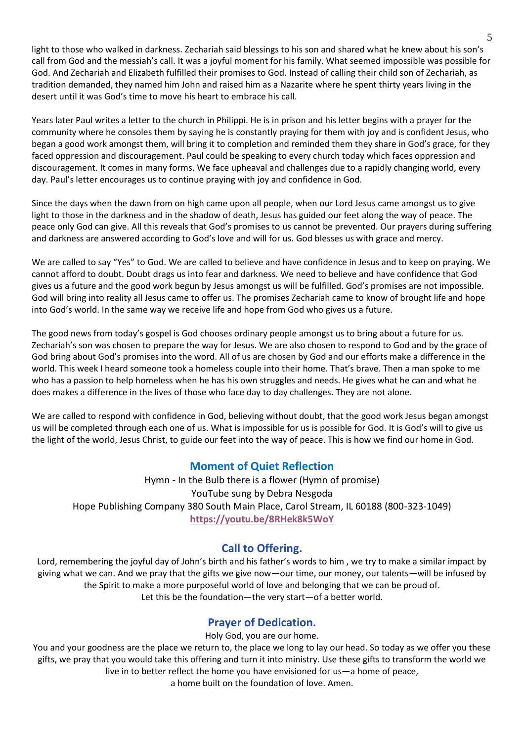light to those who walked in darkness. Zechariah said blessings to his son and shared what he knew about his son's call from God and the messiah's call. It was a joyful moment for his family. What seemed impossible was possible for God. And Zechariah and Elizabeth fulfilled their promises to God. Instead of calling their child son of Zechariah, as tradition demanded, they named him John and raised him as a Nazarite where he spent thirty years living in the desert until it was God's time to move his heart to embrace his call.

Years later Paul writes a letter to the church in Philippi. He is in prison and his letter begins with a prayer for the community where he consoles them by saying he is constantly praying for them with joy and is confident Jesus, who began a good work amongst them, will bring it to completion and reminded them they share in God's grace, for they faced oppression and discouragement. Paul could be speaking to every church today which faces oppression and discouragement. It comes in many forms. We face upheaval and challenges due to a rapidly changing world, every day. Paul's letter encourages us to continue praying with joy and confidence in God.

Since the days when the dawn from on high came upon all people, when our Lord Jesus came amongst us to give light to those in the darkness and in the shadow of death, Jesus has guided our feet along the way of peace. The peace only God can give. All this reveals that God's promises to us cannot be prevented. Our prayers during suffering and darkness are answered according to God's love and will for us. God blesses us with grace and mercy.

We are called to say "Yes" to God. We are called to believe and have confidence in Jesus and to keep on praying. We cannot afford to doubt. Doubt drags us into fear and darkness. We need to believe and have confidence that God gives us a future and the good work begun by Jesus amongst us will be fulfilled. God's promises are not impossible. God will bring into reality all Jesus came to offer us. The promises Zechariah came to know of brought life and hope into God's world. In the same way we receive life and hope from God who gives us a future.

The good news from today's gospel is God chooses ordinary people amongst us to bring about a future for us. Zechariah's son was chosen to prepare the way for Jesus. We are also chosen to respond to God and by the grace of God bring about God's promises into the word. All of us are chosen by God and our efforts make a difference in the world. This week I heard someone took a homeless couple into their home. That's brave. Then a man spoke to me who has a passion to help homeless when he has his own struggles and needs. He gives what he can and what he does makes a difference in the lives of those who face day to day challenges. They are not alone.

We are called to respond with confidence in God, believing without doubt, that the good work Jesus began amongst us will be completed through each one of us. What is impossible for us is possible for God. It is God's will to give us the light of the world, Jesus Christ, to guide our feet into the way of peace. This is how we find our home in God.

## Moment of Quiet Reflection

Hymn - In the Bulb there is a flower (Hymn of promise)
YouTube sung by Debra Nesgoda
Hope Publishing Company 380 South Main Place, Carol Stream, IL 60188 (800-323-1049)
**https://youtu.be/8RHek8k5WoY**

## Call to Offering.

Lord, remembering the joyful day of John's birth and his father's words to him , we try to make a similar impact by giving what we can. And we pray that the gifts we give now—our time, our money, our talents—will be infused by the Spirit to make a more purposeful world of love and belonging that we can be proud of.
Let this be the foundation—the very start—of a better world.

## Prayer of Dedication.

Holy God, you are our home.
You and your goodness are the place we return to, the place we long to lay our head. So today as we offer you these gifts, we pray that you would take this offering and turn it into ministry. Use these gifts to transform the world we live in to better reflect the home you have envisioned for us—a home of peace,
a home built on the foundation of love. Amen.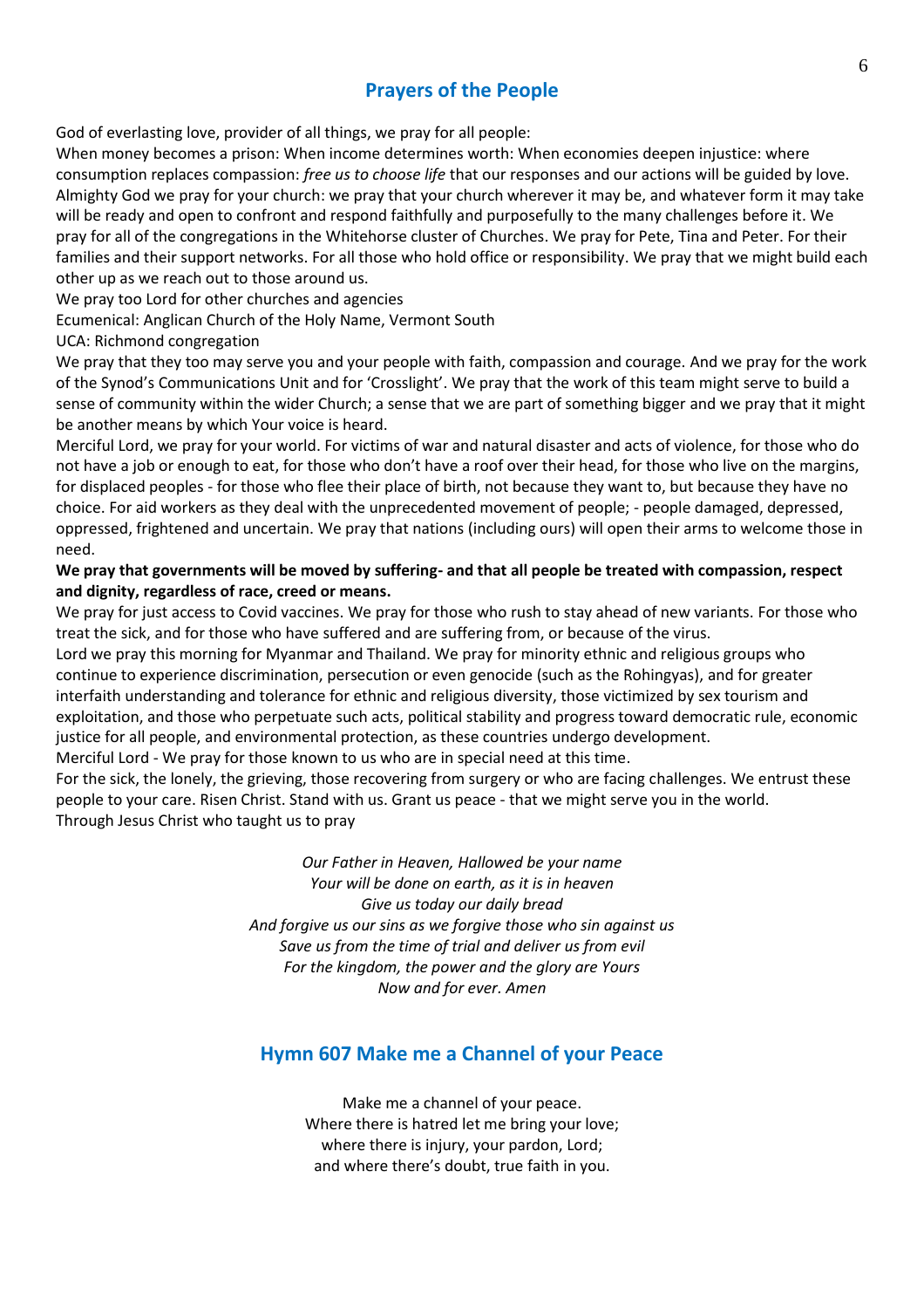## Prayers of the People

God of everlasting love, provider of all things, we pray for all people:

When money becomes a prison: When income determines worth: When economies deepen injustice: where consumption replaces compassion: *free us to choose life* that our responses and our actions will be guided by love.

Almighty God we pray for your church: we pray that your church wherever it may be, and whatever form it may take will be ready and open to confront and respond faithfully and purposefully to the many challenges before it. We pray for all of the congregations in the Whitehorse cluster of Churches. We pray for Pete, Tina and Peter. For their families and their support networks. For all those who hold office or responsibility. We pray that we might build each other up as we reach out to those around us.

We pray too Lord for other churches and agencies

Ecumenical: Anglican Church of the Holy Name, Vermont South

UCA: Richmond congregation

We pray that they too may serve you and your people with faith, compassion and courage. And we pray for the work of the Synod's Communications Unit and for 'Crosslight'. We pray that the work of this team might serve to build a sense of community within the wider Church; a sense that we are part of something bigger and we pray that it might be another means by which Your voice is heard.

Merciful Lord, we pray for your world. For victims of war and natural disaster and acts of violence, for those who do not have a job or enough to eat, for those who don't have a roof over their head, for those who live on the margins, for displaced peoples - for those who flee their place of birth, not because they want to, but because they have no choice. For aid workers as they deal with the unprecedented movement of people; - people damaged, depressed, oppressed, frightened and uncertain. We pray that nations (including ours) will open their arms to welcome those in need.

**We pray that governments will be moved by suffering- and that all people be treated with compassion, respect and dignity, regardless of race, creed or means.**

We pray for just access to Covid vaccines. We pray for those who rush to stay ahead of new variants. For those who treat the sick, and for those who have suffered and are suffering from, or because of the virus.

Lord we pray this morning for Myanmar and Thailand. We pray for minority ethnic and religious groups who continue to experience discrimination, persecution or even genocide (such as the Rohingyas), and for greater interfaith understanding and tolerance for ethnic and religious diversity, those victimized by sex tourism and exploitation, and those who perpetuate such acts, political stability and progress toward democratic rule, economic justice for all people, and environmental protection, as these countries undergo development.

Merciful Lord - We pray for those known to us who are in special need at this time.

For the sick, the lonely, the grieving, those recovering from surgery or who are facing challenges. We entrust these people to your care. Risen Christ. Stand with us. Grant us peace - that we might serve you in the world.

Through Jesus Christ who taught us to pray

*Our Father in Heaven, Hallowed be your name*
*Your will be done on earth, as it is in heaven*
*Give us today our daily bread*
*And forgive us our sins as we forgive those who sin against us*
*Save us from the time of trial and deliver us from evil*
*For the kingdom, the power and the glory are Yours*
*Now and for ever. Amen*

## Hymn 607 Make me a Channel of your Peace

Make me a channel of your peace.
Where there is hatred let me bring your love;
where there is injury, your pardon, Lord;
and where there's doubt, true faith in you.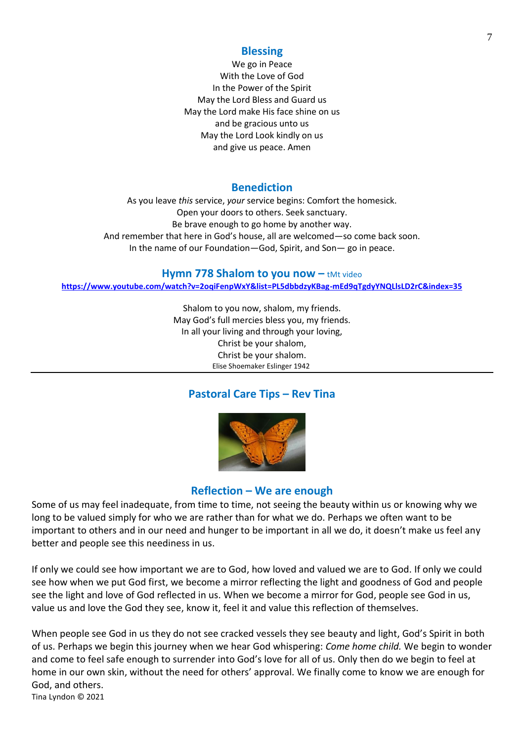## Blessing

We go in Peace
With the Love of God
In the Power of the Spirit
May the Lord Bless and Guard us
May the Lord make His face shine on us
and be gracious unto us
May the Lord Look kindly on us
and give us peace. Amen

## Benediction

As you leave *this* service, *your* service begins: Comfort the homesick.
Open your doors to others. Seek sanctuary.
Be brave enough to go home by another way.
And remember that here in God's house, all are welcomed—so come back soon.
In the name of our Foundation—God, Spirit, and Son— go in peace.

## Hymn 778 Shalom to you now – tMt video

**https://www.youtube.com/watch?v=2oqiFenpWxY&list=PL5dbbdzyKBag-mEd9qTgdyYNQLlsLD2rC&index=35**

Shalom to you now, shalom, my friends.
May God's full mercies bless you, my friends.
In all your living and through your loving,
Christ be your shalom,
Christ be your shalom.
Elise Shoemaker Eslinger 1942

---

## Pastoral Care Tips – Rev Tina

## Reflection – We are enough

Some of us may feel inadequate, from time to time, not seeing the beauty within us or knowing why we long to be valued simply for who we are rather than for what we do. Perhaps we often want to be important to others and in our need and hunger to be important in all we do, it doesn't make us feel any better and people see this neediness in us.

If only we could see how important we are to God, how loved and valued we are to God. If only we could see how when we put God first, we become a mirror reflecting the light and goodness of God and people see the light and love of God reflected in us. When we become a mirror for God, people see God in us, value us and love the God they see, know it, feel it and value this reflection of themselves.

When people see God in us they do not see cracked vessels they see beauty and light, God's Spirit in both of us. Perhaps we begin this journey when we hear God whispering: *Come home child.* We begin to wonder and come to feel safe enough to surrender into God's love for all of us. Only then do we begin to feel at home in our own skin, without the need for others' approval. We finally come to know we are enough for God, and others.
Tina Lyndon © 2021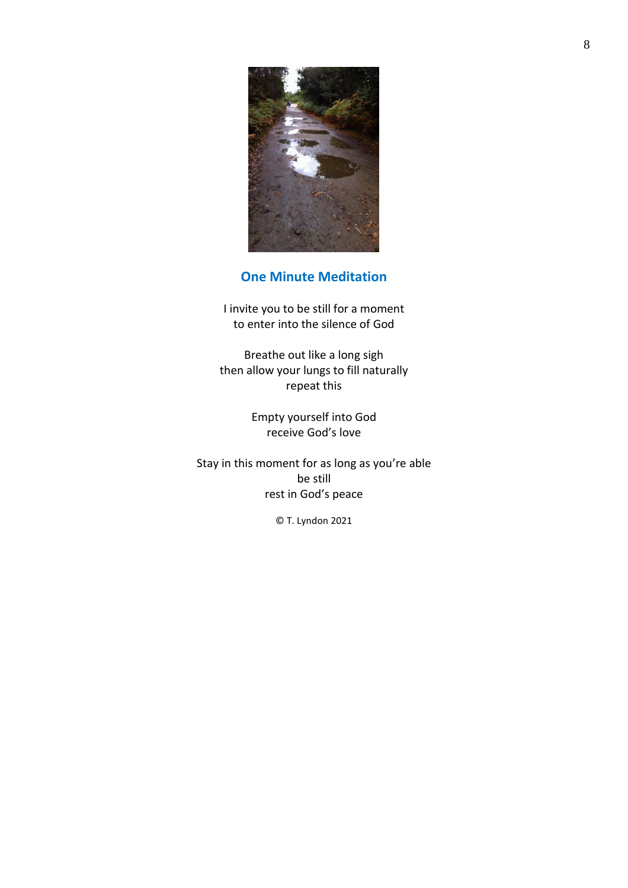## One Minute Meditation

I invite you to be still for a moment
to enter into the silence of God

Breathe out like a long sigh
then allow your lungs to fill naturally
repeat this

Empty yourself into God
receive God's love

Stay in this moment for as long as you're able
be still
rest in God's peace

© T. Lyndon 2021